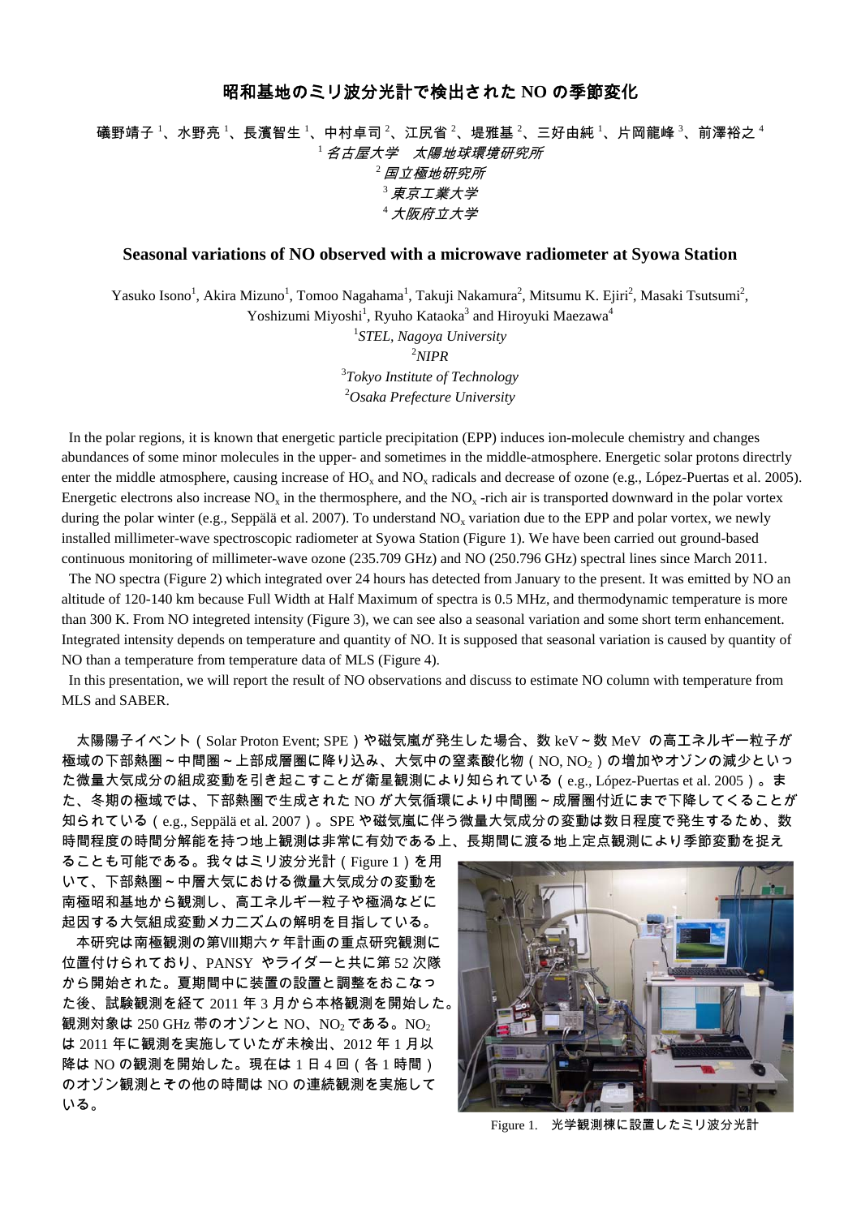# 昭和基地のミリ波分光計で検出されたNOの季節変化

礒野靖子[1]、水野亮[1]、長濱智生[1]、中村卓司[2]、江尻省[2]、堤雅基[2]、三好由純[1]、片岡龍峰[3]、前澤裕之[4]

[1] *名古屋大学　太陽地球環境研究所*

[2] *国立極地研究所*

[3] *東京工業大学*

[4] *大阪府立大学*

## Seasonal variations of NO observed with a microwave radiometer at Syowa Station

Yasuko Isono[1], Akira Mizuno[1], Tomoo Nagahama[1], Takuji Nakamura[2], Mitsumu K. Ejiri[2], Masaki Tsutsumi[2], Yoshizumi Miyoshi[1], Ryuho Kataoka[3] and Hiroyuki Maezawa[4]

[1] *STEL, Nagoya University*

[2] *NIPR*

[3] *Tokyo Institute of Technology*

[2] *Osaka Prefecture University*

In the polar regions, it is known that energetic particle precipitation (EPP) induces ion-molecule chemistry and changes abundances of some minor molecules in the upper- and sometimes in the middle-atmosphere. Energetic solar protons directrly enter the middle atmosphere, causing increase of $HO_x$ and $NO_x$ radicals and decrease of ozone (e.g., López-Puertas et al. 2005). Energetic electrons also increase $NO_x$ in the thermosphere, and the $NO_x$ -rich air is transported downward in the polar vortex during the polar winter (e.g., Seppälä et al. 2007). To understand $NO_x$ variation due to the EPP and polar vortex, we newly installed millimeter-wave spectroscopic radiometer at Syowa Station (Figure 1). We have been carried out ground-based continuous monitoring of millimeter-wave ozone (235.709 GHz) and NO (250.796 GHz) spectral lines since March 2011.

The NO spectra (Figure 2) which integrated over 24 hours has detected from January to the present. It was emitted by NO an altitude of 120-140 km because Full Width at Half Maximum of spectra is 0.5 MHz, and thermodynamic temperature is more than 300 K. From NO integreted intensity (Figure 3), we can see also a seasonal variation and some short term enhancement. Integrated intensity depends on temperature and quantity of NO. It is supposed that seasonal variation is caused by quantity of NO than a temperature from temperature data of MLS (Figure 4).

In this presentation, we will report the result of NO observations and discuss to estimate NO column with temperature from MLS and SABER.

太陽陽子イベント（Solar Proton Event; SPE）や磁気嵐が発生した場合、数keV～数MeV の高エネルギー粒子が極域の下部熱圏～中間圏～上部成層圏に降り込み、大気中の窒素酸化物（NO, $NO_2$）の増加やオゾンの減少といった微量大気成分の組成変動を引き起こすことが衛星観測により知られている（e.g., López-Puertas et al. 2005）。また、冬期の極域では、下部熱圏で生成されたNOが大気循環により中間圏～成層圏付近にまで下降してくることが知られている（e.g., Seppälä et al. 2007）。SPEや磁気嵐に伴う微量大気成分の変動は数日程度で発生するため、数時間程度の時間分解能を持つ地上観測は非常に有効である上、長期間に渡る地上定点観測により季節変動を捉えることも可能である。我々はミリ波分光計（Figure 1）を用いて、下部熱圏～中層大気における微量大気成分の変動を南極昭和基地から観測し、高エネルギー粒子や極渦などに起因する大気組成変動メカニズムの解明を目指している。

本研究は南極観測の第VIII期六ヶ年計画の重点研究観測に位置付けられており、PANSY やライダーと共に第52次隊から開始された。夏期間中に装置の設置と調整をおこなった後、試験観測を経て2011年3月から本格観測を開始した。観測対象は250 GHz帯のオゾンとNO、$NO_2$である。$NO_2$は2011年に観測を実施していたが未検出、2012年1月以降はNOの観測を開始した。現在は1日4回（各1時間）のオゾン観測とその他の時間はNOの連続観測を実施している。

Figure 1.　光学観測棟に設置したミリ波分光計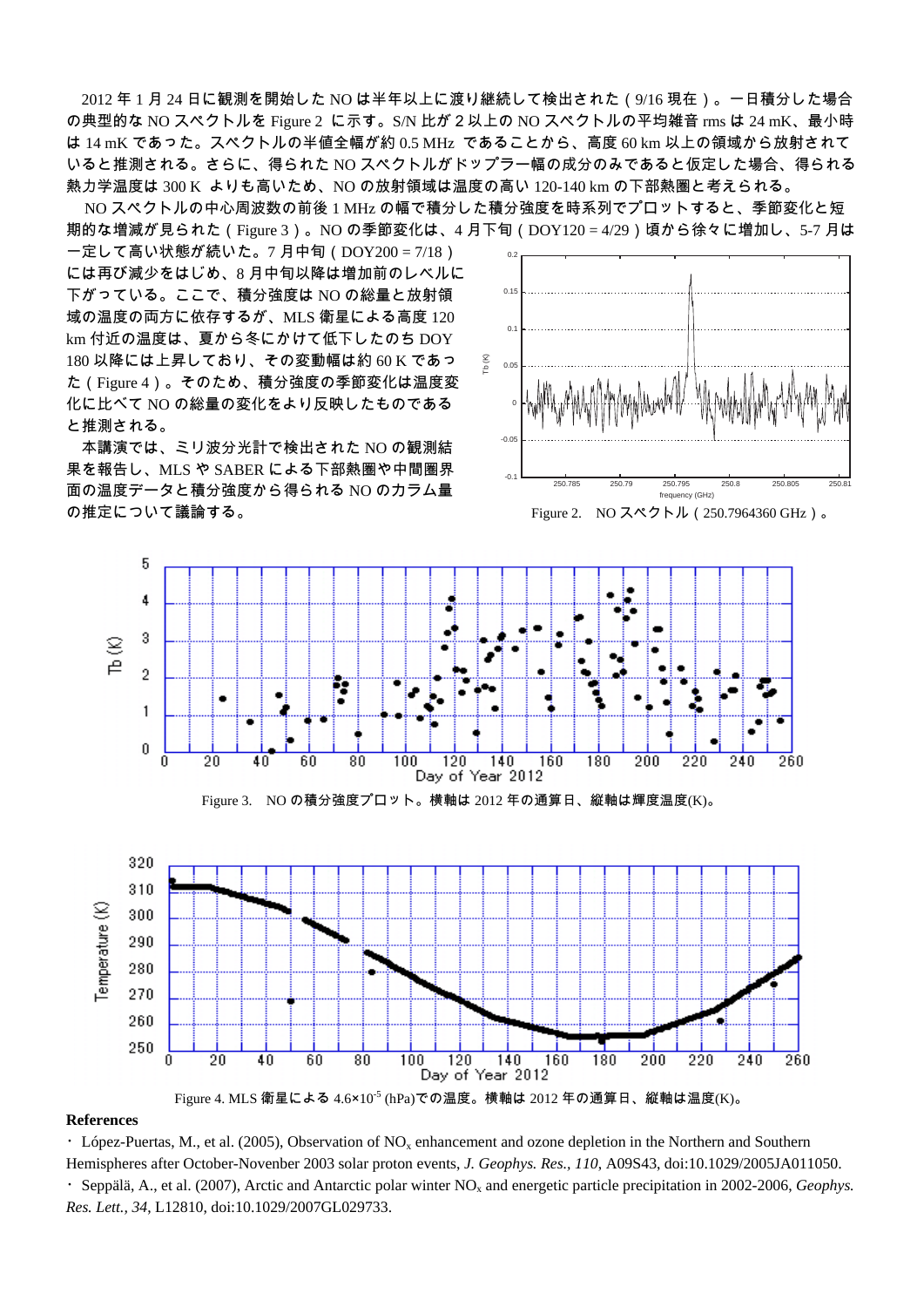2012 年 1 月 24 日に観測を開始した NO は半年以上に渡り継続して検出された（9/16 現在）。一日積分した場合の典型的な NO スペクトルを Figure 2 に示す。S/N 比が 2 以上の NO スペクトルの平均雑音 rms は 24 mK、最小時は 14 mK であった。スペクトルの半値全幅が約 0.5 MHz であることから、高度 60 km 以上の領域から放射されていると推測される。さらに、得られた NO スペクトルがドップラー幅の成分のみであると仮定した場合、得られる熱力学温度は 300 K よりも高いため、NO の放射領域は温度の高い 120-140 km の下部熱圏と考えられる。

NO スペクトルの中心周波数の前後 1 MHz の幅で積分した積分強度を時系列でプロットすると、季節変化と短期的な増減が見られた（Figure 3）。NO の季節変化は、4 月下旬（DOY120 = 4/29）頃から徐々に増加し、5-7 月は一定して高い状態が続いた。7 月中旬（DOY200 = 7/18）には再び減少をはじめ、8 月中旬以降は増加前のレベルに下がっている。ここで、積分強度は NO の総量と放射領域の温度の両方に依存するが、MLS 衛星による高度 120 km 付近の温度は、夏から冬にかけて低下したのち DOY 180 以降には上昇しており、その変動幅は約 60 K であった（Figure 4）。そのため、積分強度の季節変化は温度変化に比べて NO の総量の変化をより反映したものであると推測される。

本講演では、ミリ波分光計で検出された NO の観測結果を報告し、MLS や SABER による下部熱圏や中間圏界面の温度データと積分強度から得られる NO のカラム量の推定について議論する。

0.2
0.15
0.1
0.05
0
-0.05
-0.1
Tb (K)
250.785 250.79 250.795 250.8 250.805 250.81
frequency (GHz)

Figure 2. NO スペクトル（250.7964360 GHz）。

5
4
3
2
1
0
Tb (K)
0 20 40 60 80 100 120 140 160 180 200 220 240 260
Day of Year 2012

Figure 3. NO の積分強度プロット。横軸は 2012 年の通算日、縦軸は輝度温度(K)。

320
310
300
290
280
270
260
250
Temperature (K)
0 20 40 60 80 100 120 140 160 180 200 220 240 260
Day of Year 2012

Figure 4. MLS 衛星による 4.6×10$^{-5}$ (hPa)での温度。横軸は 2012 年の通算日、縦軸は温度(K)。

**References**

・ López-Puertas, M., et al. (2005), Observation of $NO_x$ enhancement and ozone depletion in the Northern and Southern Hemispheres after October-Novenber 2003 solar proton events, *J. Geophys. Res., 110*, A09S43, doi:10.1029/2005JA011050.

・ Seppälä, A., et al. (2007), Arctic and Antarctic polar winter $NO_x$ and energetic particle precipitation in 2002-2006, *Geophys. Res. Lett., 34*, L12810, doi:10.1029/2007GL029733.